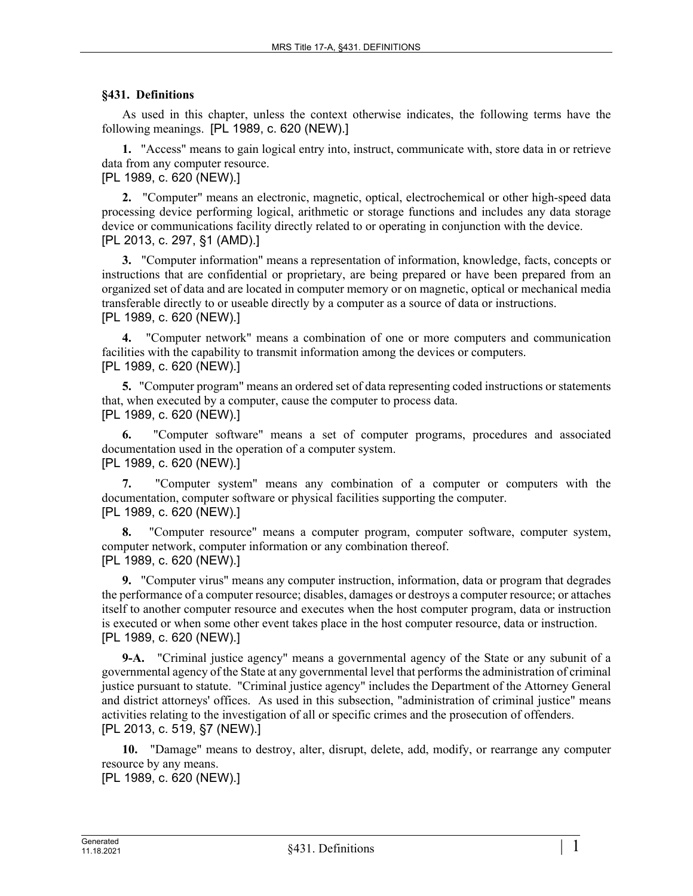## §431. Definitions

As used in this chapter, unless the context otherwise indicates, the following terms have the following meanings. [PL 1989, c. 620 (NEW).]

**1.** "Access" means to gain logical entry into, instruct, communicate with, store data in or retrieve data from any computer resource.
[PL 1989, c. 620 (NEW).]

**2.** "Computer" means an electronic, magnetic, optical, electrochemical or other high-speed data processing device performing logical, arithmetic or storage functions and includes any data storage device or communications facility directly related to or operating in conjunction with the device.
[PL 2013, c. 297, §1 (AMD).]

**3.** "Computer information" means a representation of information, knowledge, facts, concepts or instructions that are confidential or proprietary, are being prepared or have been prepared from an organized set of data and are located in computer memory or on magnetic, optical or mechanical media transferable directly to or useable directly by a computer as a source of data or instructions.
[PL 1989, c. 620 (NEW).]

**4.** "Computer network" means a combination of one or more computers and communication facilities with the capability to transmit information among the devices or computers.
[PL 1989, c. 620 (NEW).]

**5.** "Computer program" means an ordered set of data representing coded instructions or statements that, when executed by a computer, cause the computer to process data.
[PL 1989, c. 620 (NEW).]

**6.** "Computer software" means a set of computer programs, procedures and associated documentation used in the operation of a computer system.
[PL 1989, c. 620 (NEW).]

**7.** "Computer system" means any combination of a computer or computers with the documentation, computer software or physical facilities supporting the computer.
[PL 1989, c. 620 (NEW).]

**8.** "Computer resource" means a computer program, computer software, computer system, computer network, computer information or any combination thereof.
[PL 1989, c. 620 (NEW).]

**9.** "Computer virus" means any computer instruction, information, data or program that degrades the performance of a computer resource; disables, damages or destroys a computer resource; or attaches itself to another computer resource and executes when the host computer program, data or instruction is executed or when some other event takes place in the host computer resource, data or instruction.
[PL 1989, c. 620 (NEW).]

**9-A.** "Criminal justice agency" means a governmental agency of the State or any subunit of a governmental agency of the State at any governmental level that performs the administration of criminal justice pursuant to statute. "Criminal justice agency" includes the Department of the Attorney General and district attorneys' offices. As used in this subsection, "administration of criminal justice" means activities relating to the investigation of all or specific crimes and the prosecution of offenders.
[PL 2013, c. 519, §7 (NEW).]

**10.** "Damage" means to destroy, alter, disrupt, delete, add, modify, or rearrange any computer resource by any means.
[PL 1989, c. 620 (NEW).]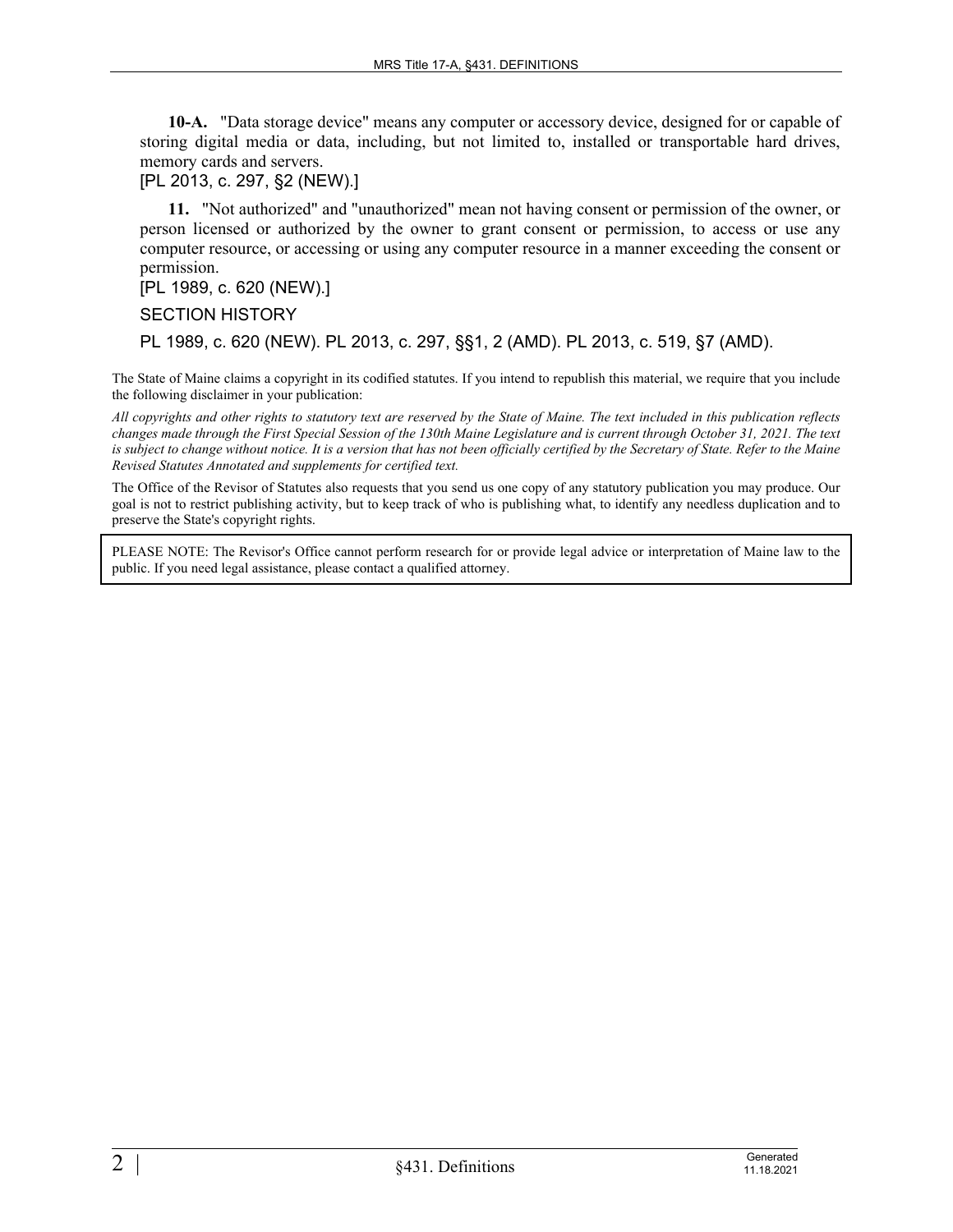**10-A.** "Data storage device" means any computer or accessory device, designed for or capable of storing digital media or data, including, but not limited to, installed or transportable hard drives, memory cards and servers.

[PL 2013, c. 297, §2 (NEW).]

**11.** "Not authorized" and "unauthorized" mean not having consent or permission of the owner, or person licensed or authorized by the owner to grant consent or permission, to access or use any computer resource, or accessing or using any computer resource in a manner exceeding the consent or permission.

[PL 1989, c. 620 (NEW).]

SECTION HISTORY

PL 1989, c. 620 (NEW). PL 2013, c. 297, §§1, 2 (AMD). PL 2013, c. 519, §7 (AMD).

The State of Maine claims a copyright in its codified statutes. If you intend to republish this material, we require that you include the following disclaimer in your publication:

*All copyrights and other rights to statutory text are reserved by the State of Maine. The text included in this publication reflects changes made through the First Special Session of the 130th Maine Legislature and is current through October 31, 2021. The text is subject to change without notice. It is a version that has not been officially certified by the Secretary of State. Refer to the Maine Revised Statutes Annotated and supplements for certified text.*

The Office of the Revisor of Statutes also requests that you send us one copy of any statutory publication you may produce. Our goal is not to restrict publishing activity, but to keep track of who is publishing what, to identify any needless duplication and to preserve the State's copyright rights.

PLEASE NOTE: The Revisor's Office cannot perform research for or provide legal advice or interpretation of Maine law to the public. If you need legal assistance, please contact a qualified attorney.